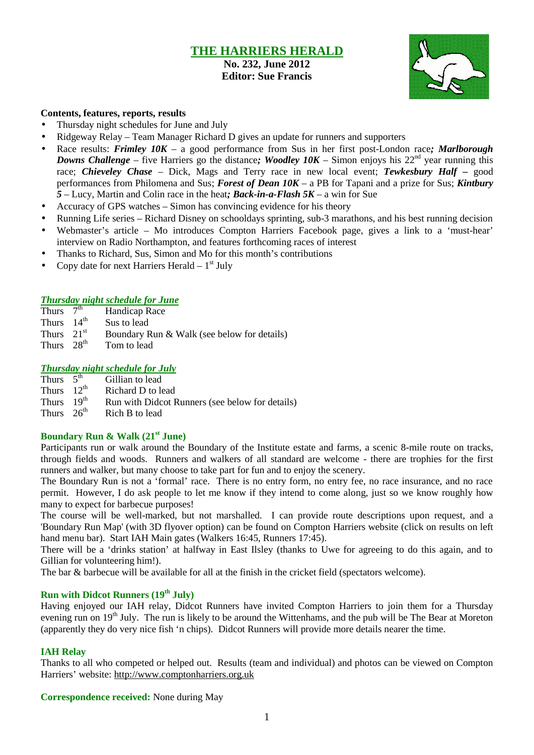# THE HARRIERS HERALD

**No. 232, June 2012**
**Editor: Sue Francis**

**Contents, features, reports, results**

- Thursday night schedules for June and July
- Ridgeway Relay – Team Manager Richard D gives an update for runners and supporters
- Race results: ***Frimley 10K*** – a good performance from Sus in her first post-London race***; Marlborough Downs Challenge*** – five Harriers go the distance***; Woodley 10K*** – Simon enjoys his 22nd year running this race; ***Chieveley Chase*** – Dick, Mags and Terry race in new local event; ***Tewkesbury Half –*** good performances from Philomena and Sus; ***Forest of Dean 10K*** – a PB for Tapani and a prize for Sus; ***Kintbury 5*** – Lucy, Martin and Colin race in the heat***; Back-in-a-Flash 5K*** – a win for Sue
- Accuracy of GPS watches – Simon has convincing evidence for his theory
- Running Life series – Richard Disney on schooldays sprinting, sub-3 marathons, and his best running decision
- Webmaster's article – Mo introduces Compton Harriers Facebook page, gives a link to a 'must-hear' interview on Radio Northampton, and features forthcoming races of interest
- Thanks to Richard, Sus, Simon and Mo for this month's contributions
- Copy date for next Harriers Herald – 1st July

## *Thursday night schedule for June*

| | |
|---|---|
| Thurs 7th | Handicap Race |
| Thurs 14th | Sus to lead |
| Thurs 21st | Boundary Run & Walk (see below for details) |
| Thurs 28th | Tom to lead |

## *Thursday night schedule for July*

| | |
|---|---|
| Thurs 5th | Gillian to lead |
| Thurs 12th | Richard D to lead |
| Thurs 19th | Run with Didcot Runners (see below for details) |
| Thurs 26th | Rich B to lead |

### Boundary Run & Walk (21st June)

Participants run or walk around the Boundary of the Institute estate and farms, a scenic 8-mile route on tracks, through fields and woods. Runners and walkers of all standard are welcome - there are trophies for the first runners and walker, but many choose to take part for fun and to enjoy the scenery.

The Boundary Run is not a 'formal' race. There is no entry form, no entry fee, no race insurance, and no race permit. However, I do ask people to let me know if they intend to come along, just so we know roughly how many to expect for barbecue purposes!

The course will be well-marked, but not marshalled. I can provide route descriptions upon request, and a 'Boundary Run Map' (with 3D flyover option) can be found on Compton Harriers website (click on results on left hand menu bar). Start IAH Main gates (Walkers 16:45, Runners 17:45).

There will be a 'drinks station' at halfway in East Ilsley (thanks to Uwe for agreeing to do this again, and to Gillian for volunteering him!).

The bar & barbecue will be available for all at the finish in the cricket field (spectators welcome).

### Run with Didcot Runners (19th July)

Having enjoyed our IAH relay, Didcot Runners have invited Compton Harriers to join them for a Thursday evening run on 19th July. The run is likely to be around the Wittenhams, and the pub will be The Bear at Moreton (apparently they do very nice fish 'n chips). Didcot Runners will provide more details nearer the time.

### IAH Relay

Thanks to all who competed or helped out. Results (team and individual) and photos can be viewed on Compton Harriers' website: http://www.comptonharriers.org.uk

**Correspondence received:** None during May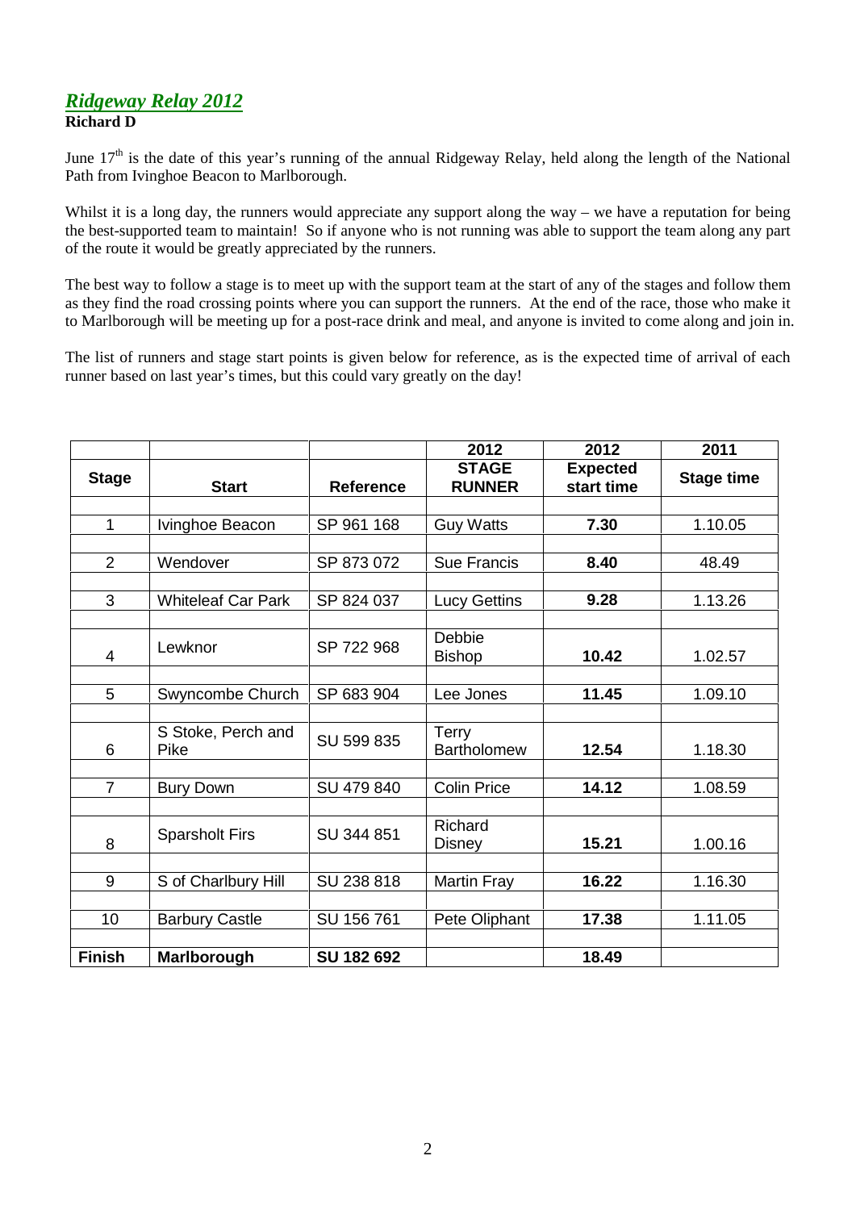## *Ridgeway Relay 2012*

**Richard D**

June 17th is the date of this year's running of the annual Ridgeway Relay, held along the length of the National Path from Ivinghoe Beacon to Marlborough.

Whilst it is a long day, the runners would appreciate any support along the way – we have a reputation for being the best-supported team to maintain! So if anyone who is not running was able to support the team along any part of the route it would be greatly appreciated by the runners.

The best way to follow a stage is to meet up with the support team at the start of any of the stages and follow them as they find the road crossing points where you can support the runners. At the end of the race, those who make it to Marlborough will be meeting up for a post-race drink and meal, and anyone is invited to come along and join in.

The list of runners and stage start points is given below for reference, as is the expected time of arrival of each runner based on last year's times, but this could vary greatly on the day!

| | | | 2012 | 2012 | 2011 |
|---|---|---|---|---|---|
| **Stage** | **Start** | **Reference** | **STAGE RUNNER** | **Expected start time** | **Stage time** |
| 1 | Ivinghoe Beacon | SP 961 168 | Guy Watts | **7.30** | 1.10.05 |
| 2 | Wendover | SP 873 072 | Sue Francis | **8.40** | 48.49 |
| 3 | Whiteleaf Car Park | SP 824 037 | Lucy Gettins | **9.28** | 1.13.26 |
| 4 | Lewknor | SP 722 968 | Debbie Bishop | **10.42** | 1.02.57 |
| 5 | Swyncombe Church | SP 683 904 | Lee Jones | **11.45** | 1.09.10 |
| 6 | S Stoke, Perch and Pike | SU 599 835 | Terry Bartholomew | **12.54** | 1.18.30 |
| 7 | Bury Down | SU 479 840 | Colin Price | **14.12** | 1.08.59 |
| 8 | Sparsholt Firs | SU 344 851 | Richard Disney | **15.21** | 1.00.16 |
| 9 | S of Charlbury Hill | SU 238 818 | Martin Fray | **16.22** | 1.16.30 |
| 10 | Barbury Castle | SU 156 761 | Pete Oliphant | **17.38** | 1.11.05 |
| **Finish** | **Marlborough** | **SU 182 692** | | **18.49** | |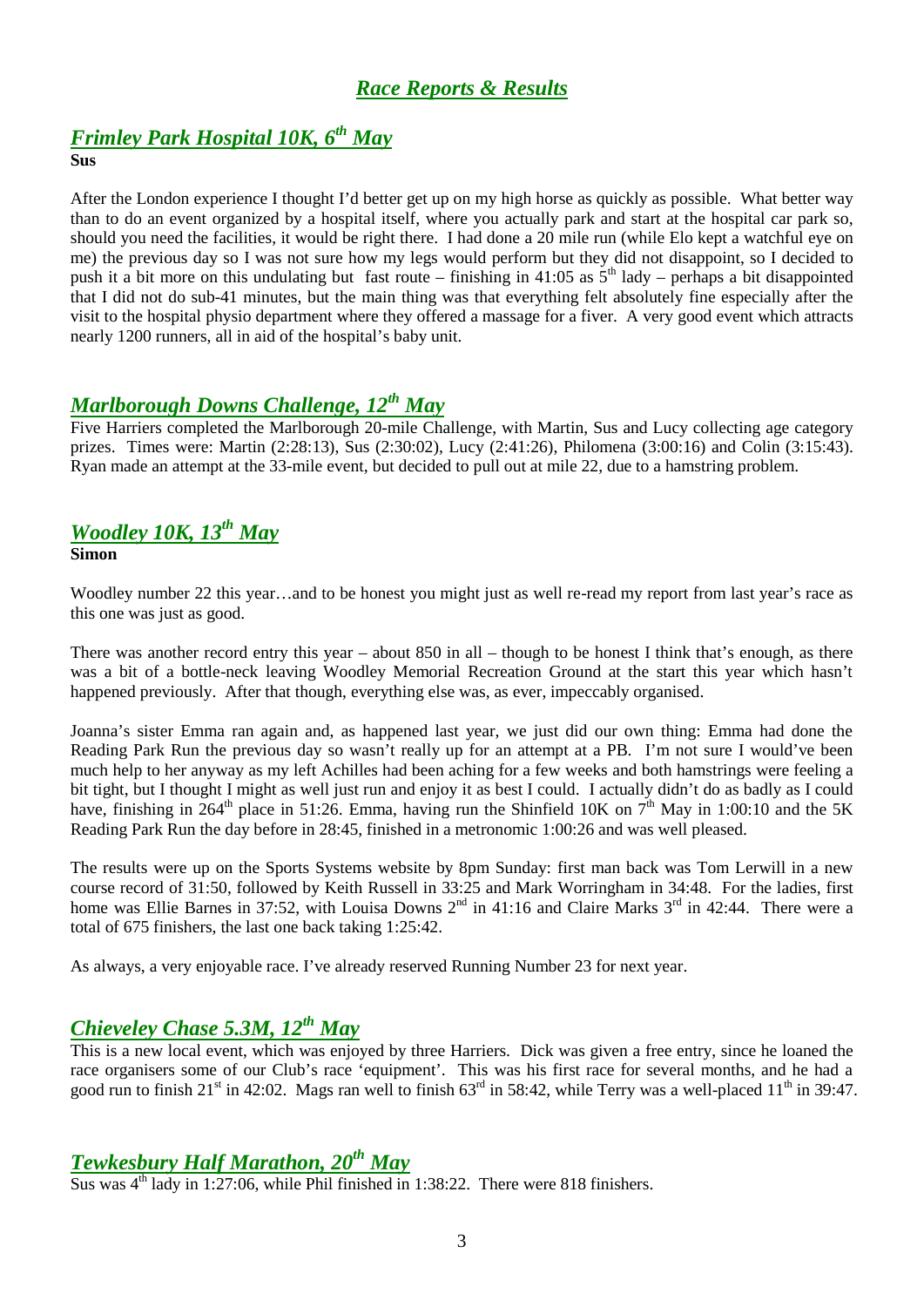## *Race Reports & Results*

### *Frimley Park Hospital 10K, 6th May*

**Sus**

After the London experience I thought I'd better get up on my high horse as quickly as possible. What better way than to do an event organized by a hospital itself, where you actually park and start at the hospital car park so, should you need the facilities, it would be right there. I had done a 20 mile run (while Elo kept a watchful eye on me) the previous day so I was not sure how my legs would perform but they did not disappoint, so I decided to push it a bit more on this undulating but fast route – finishing in 41:05 as 5th lady – perhaps a bit disappointed that I did not do sub-41 minutes, but the main thing was that everything felt absolutely fine especially after the visit to the hospital physio department where they offered a massage for a fiver. A very good event which attracts nearly 1200 runners, all in aid of the hospital's baby unit.

### *Marlborough Downs Challenge, 12th May*

Five Harriers completed the Marlborough 20-mile Challenge, with Martin, Sus and Lucy collecting age category prizes. Times were: Martin (2:28:13), Sus (2:30:02), Lucy (2:41:26), Philomena (3:00:16) and Colin (3:15:43). Ryan made an attempt at the 33-mile event, but decided to pull out at mile 22, due to a hamstring problem.

### *Woodley 10K, 13th May*

**Simon**

Woodley number 22 this year…and to be honest you might just as well re-read my report from last year's race as this one was just as good.

There was another record entry this year – about 850 in all – though to be honest I think that's enough, as there was a bit of a bottle-neck leaving Woodley Memorial Recreation Ground at the start this year which hasn't happened previously. After that though, everything else was, as ever, impeccably organised.

Joanna's sister Emma ran again and, as happened last year, we just did our own thing: Emma had done the Reading Park Run the previous day so wasn't really up for an attempt at a PB. I'm not sure I would've been much help to her anyway as my left Achilles had been aching for a few weeks and both hamstrings were feeling a bit tight, but I thought I might as well just run and enjoy it as best I could. I actually didn't do as badly as I could have, finishing in 264th place in 51:26. Emma, having run the Shinfield 10K on 7th May in 1:00:10 and the 5K Reading Park Run the day before in 28:45, finished in a metronomic 1:00:26 and was well pleased.

The results were up on the Sports Systems website by 8pm Sunday: first man back was Tom Lerwill in a new course record of 31:50, followed by Keith Russell in 33:25 and Mark Worringham in 34:48. For the ladies, first home was Ellie Barnes in 37:52, with Louisa Downs 2nd in 41:16 and Claire Marks 3rd in 42:44. There were a total of 675 finishers, the last one back taking 1:25:42.

As always, a very enjoyable race. I've already reserved Running Number 23 for next year.

### *Chieveley Chase 5.3M, 12th May*

This is a new local event, which was enjoyed by three Harriers. Dick was given a free entry, since he loaned the race organisers some of our Club's race 'equipment'. This was his first race for several months, and he had a good run to finish 21st in 42:02. Mags ran well to finish 63rd in 58:42, while Terry was a well-placed 11th in 39:47.

### *Tewkesbury Half Marathon, 20th May*

Sus was 4th lady in 1:27:06, while Phil finished in 1:38:22. There were 818 finishers.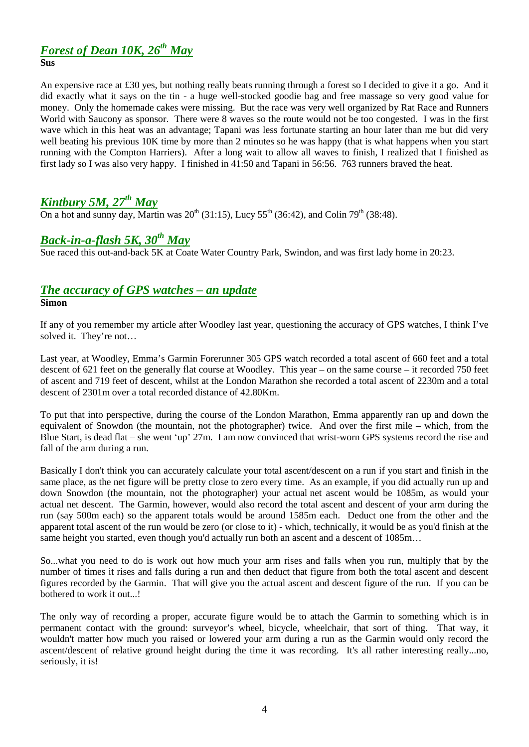## *Forest of Dean 10K, 26th May*

**Sus**

An expensive race at £30 yes, but nothing really beats running through a forest so I decided to give it a go. And it did exactly what it says on the tin - a huge well-stocked goodie bag and free massage so very good value for money. Only the homemade cakes were missing. But the race was very well organized by Rat Race and Runners World with Saucony as sponsor. There were 8 waves so the route would not be too congested. I was in the first wave which in this heat was an advantage; Tapani was less fortunate starting an hour later than me but did very well beating his previous 10K time by more than 2 minutes so he was happy (that is what happens when you start running with the Compton Harriers). After a long wait to allow all waves to finish, I realized that I finished as first lady so I was also very happy. I finished in 41:50 and Tapani in 56:56. 763 runners braved the heat.

## *Kintbury 5M, 27th May*

On a hot and sunny day, Martin was 20th (31:15), Lucy 55th (36:42), and Colin 79th (38:48).

## *Back-in-a-flash 5K, 30th May*

Sue raced this out-and-back 5K at Coate Water Country Park, Swindon, and was first lady home in 20:23.

## *The accuracy of GPS watches – an update*

**Simon**

If any of you remember my article after Woodley last year, questioning the accuracy of GPS watches, I think I've solved it. They're not…

Last year, at Woodley, Emma's Garmin Forerunner 305 GPS watch recorded a total ascent of 660 feet and a total descent of 621 feet on the generally flat course at Woodley. This year – on the same course – it recorded 750 feet of ascent and 719 feet of descent, whilst at the London Marathon she recorded a total ascent of 2230m and a total descent of 2301m over a total recorded distance of 42.80Km.

To put that into perspective, during the course of the London Marathon, Emma apparently ran up and down the equivalent of Snowdon (the mountain, not the photographer) twice. And over the first mile – which, from the Blue Start, is dead flat – she went 'up' 27m. I am now convinced that wrist-worn GPS systems record the rise and fall of the arm during a run.

Basically I don't think you can accurately calculate your total ascent/descent on a run if you start and finish in the same place, as the net figure will be pretty close to zero every time. As an example, if you did actually run up and down Snowdon (the mountain, not the photographer) your actual net ascent would be 1085m, as would your actual net descent. The Garmin, however, would also record the total ascent and descent of your arm during the run (say 500m each) so the apparent totals would be around 1585m each. Deduct one from the other and the apparent total ascent of the run would be zero (or close to it) - which, technically, it would be as you'd finish at the same height you started, even though you'd actually run both an ascent and a descent of 1085m…

So...what you need to do is work out how much your arm rises and falls when you run, multiply that by the number of times it rises and falls during a run and then deduct that figure from both the total ascent and descent figures recorded by the Garmin. That will give you the actual ascent and descent figure of the run. If you can be bothered to work it out...!

The only way of recording a proper, accurate figure would be to attach the Garmin to something which is in permanent contact with the ground: surveyor's wheel, bicycle, wheelchair, that sort of thing. That way, it wouldn't matter how much you raised or lowered your arm during a run as the Garmin would only record the ascent/descent of relative ground height during the time it was recording. It's all rather interesting really...no, seriously, it is!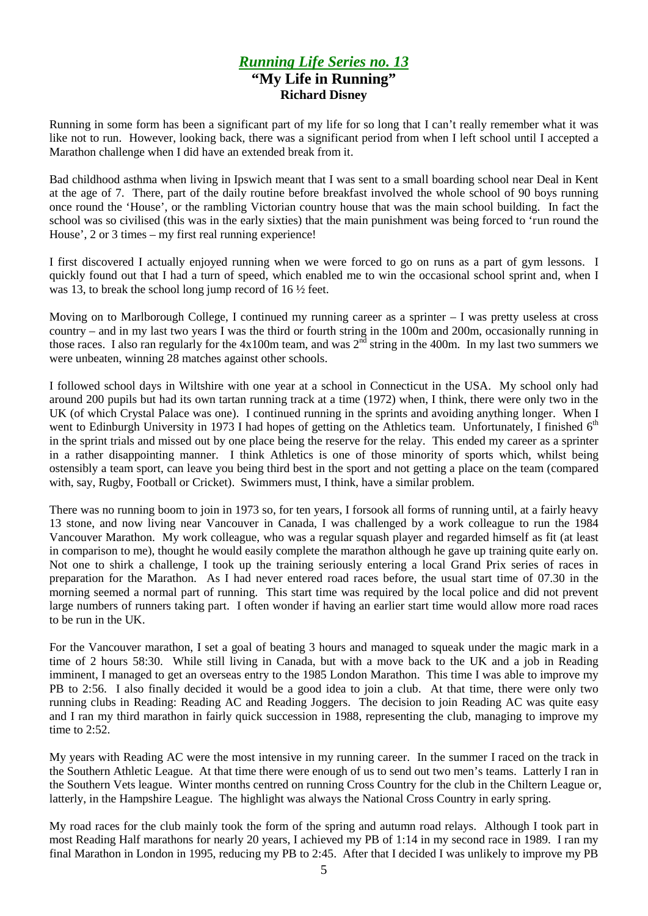## *Running Life Series no. 13*

**"My Life in Running"**
**Richard Disney**

Running in some form has been a significant part of my life for so long that I can't really remember what it was like not to run. However, looking back, there was a significant period from when I left school until I accepted a Marathon challenge when I did have an extended break from it.

Bad childhood asthma when living in Ipswich meant that I was sent to a small boarding school near Deal in Kent at the age of 7. There, part of the daily routine before breakfast involved the whole school of 90 boys running once round the 'House', or the rambling Victorian country house that was the main school building. In fact the school was so civilised (this was in the early sixties) that the main punishment was being forced to 'run round the House', 2 or 3 times – my first real running experience!

I first discovered I actually enjoyed running when we were forced to go on runs as a part of gym lessons. I quickly found out that I had a turn of speed, which enabled me to win the occasional school sprint and, when I was 13, to break the school long jump record of 16 ½ feet.

Moving on to Marlborough College, I continued my running career as a sprinter – I was pretty useless at cross country – and in my last two years I was the third or fourth string in the 100m and 200m, occasionally running in those races. I also ran regularly for the 4x100m team, and was 2nd string in the 400m. In my last two summers we were unbeaten, winning 28 matches against other schools.

I followed school days in Wiltshire with one year at a school in Connecticut in the USA. My school only had around 200 pupils but had its own tartan running track at a time (1972) when, I think, there were only two in the UK (of which Crystal Palace was one). I continued running in the sprints and avoiding anything longer. When I went to Edinburgh University in 1973 I had hopes of getting on the Athletics team. Unfortunately, I finished 6th in the sprint trials and missed out by one place being the reserve for the relay. This ended my career as a sprinter in a rather disappointing manner. I think Athletics is one of those minority of sports which, whilst being ostensibly a team sport, can leave you being third best in the sport and not getting a place on the team (compared with, say, Rugby, Football or Cricket). Swimmers must, I think, have a similar problem.

There was no running boom to join in 1973 so, for ten years, I forsook all forms of running until, at a fairly heavy 13 stone, and now living near Vancouver in Canada, I was challenged by a work colleague to run the 1984 Vancouver Marathon. My work colleague, who was a regular squash player and regarded himself as fit (at least in comparison to me), thought he would easily complete the marathon although he gave up training quite early on. Not one to shirk a challenge, I took up the training seriously entering a local Grand Prix series of races in preparation for the Marathon. As I had never entered road races before, the usual start time of 07.30 in the morning seemed a normal part of running. This start time was required by the local police and did not prevent large numbers of runners taking part. I often wonder if having an earlier start time would allow more road races to be run in the UK.

For the Vancouver marathon, I set a goal of beating 3 hours and managed to squeak under the magic mark in a time of 2 hours 58:30. While still living in Canada, but with a move back to the UK and a job in Reading imminent, I managed to get an overseas entry to the 1985 London Marathon. This time I was able to improve my PB to 2:56. I also finally decided it would be a good idea to join a club. At that time, there were only two running clubs in Reading: Reading AC and Reading Joggers. The decision to join Reading AC was quite easy and I ran my third marathon in fairly quick succession in 1988, representing the club, managing to improve my time to 2:52.

My years with Reading AC were the most intensive in my running career. In the summer I raced on the track in the Southern Athletic League. At that time there were enough of us to send out two men's teams. Latterly I ran in the Southern Vets league. Winter months centred on running Cross Country for the club in the Chiltern League or, latterly, in the Hampshire League. The highlight was always the National Cross Country in early spring.

My road races for the club mainly took the form of the spring and autumn road relays. Although I took part in most Reading Half marathons for nearly 20 years, I achieved my PB of 1:14 in my second race in 1989. I ran my final Marathon in London in 1995, reducing my PB to 2:45. After that I decided I was unlikely to improve my PB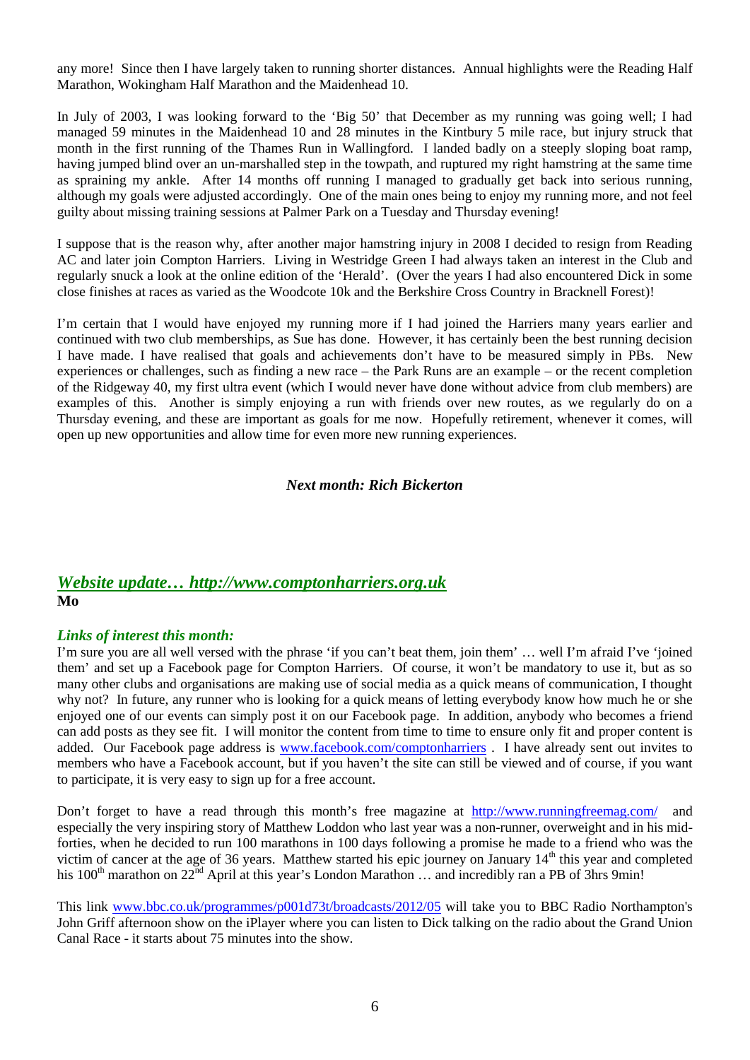any more! Since then I have largely taken to running shorter distances. Annual highlights were the Reading Half Marathon, Wokingham Half Marathon and the Maidenhead 10.

In July of 2003, I was looking forward to the 'Big 50' that December as my running was going well; I had managed 59 minutes in the Maidenhead 10 and 28 minutes in the Kintbury 5 mile race, but injury struck that month in the first running of the Thames Run in Wallingford. I landed badly on a steeply sloping boat ramp, having jumped blind over an un-marshalled step in the towpath, and ruptured my right hamstring at the same time as spraining my ankle. After 14 months off running I managed to gradually get back into serious running, although my goals were adjusted accordingly. One of the main ones being to enjoy my running more, and not feel guilty about missing training sessions at Palmer Park on a Tuesday and Thursday evening!

I suppose that is the reason why, after another major hamstring injury in 2008 I decided to resign from Reading AC and later join Compton Harriers. Living in Westridge Green I had always taken an interest in the Club and regularly snuck a look at the online edition of the 'Herald'. (Over the years I had also encountered Dick in some close finishes at races as varied as the Woodcote 10k and the Berkshire Cross Country in Bracknell Forest)!

I'm certain that I would have enjoyed my running more if I had joined the Harriers many years earlier and continued with two club memberships, as Sue has done. However, it has certainly been the best running decision I have made. I have realised that goals and achievements don't have to be measured simply in PBs. New experiences or challenges, such as finding a new race – the Park Runs are an example – or the recent completion of the Ridgeway 40, my first ultra event (which I would never have done without advice from club members) are examples of this. Another is simply enjoying a run with friends over new routes, as we regularly do on a Thursday evening, and these are important as goals for me now. Hopefully retirement, whenever it comes, will open up new opportunities and allow time for even more new running experiences.

***Next month: Rich Bickerton***

## *Website update… http://www.comptonharriers.org.uk*

**Mo**

### *Links of interest this month:*

I'm sure you are all well versed with the phrase 'if you can't beat them, join them' … well I'm afraid I've 'joined them' and set up a Facebook page for Compton Harriers. Of course, it won't be mandatory to use it, but as so many other clubs and organisations are making use of social media as a quick means of communication, I thought why not? In future, any runner who is looking for a quick means of letting everybody know how much he or she enjoyed one of our events can simply post it on our Facebook page. In addition, anybody who becomes a friend can add posts as they see fit. I will monitor the content from time to time to ensure only fit and proper content is added. Our Facebook page address is www.facebook.com/comptonharriers . I have already sent out invites to members who have a Facebook account, but if you haven't the site can still be viewed and of course, if you want to participate, it is very easy to sign up for a free account.

Don't forget to have a read through this month's free magazine at http://www.runningfreemag.com/ and especially the very inspiring story of Matthew Loddon who last year was a non-runner, overweight and in his mid-forties, when he decided to run 100 marathons in 100 days following a promise he made to a friend who was the victim of cancer at the age of 36 years. Matthew started his epic journey on January 14th this year and completed his 100th marathon on 22nd April at this year's London Marathon … and incredibly ran a PB of 3hrs 9min!

This link www.bbc.co.uk/programmes/p001d73t/broadcasts/2012/05 will take you to BBC Radio Northampton's John Griff afternoon show on the iPlayer where you can listen to Dick talking on the radio about the Grand Union Canal Race - it starts about 75 minutes into the show.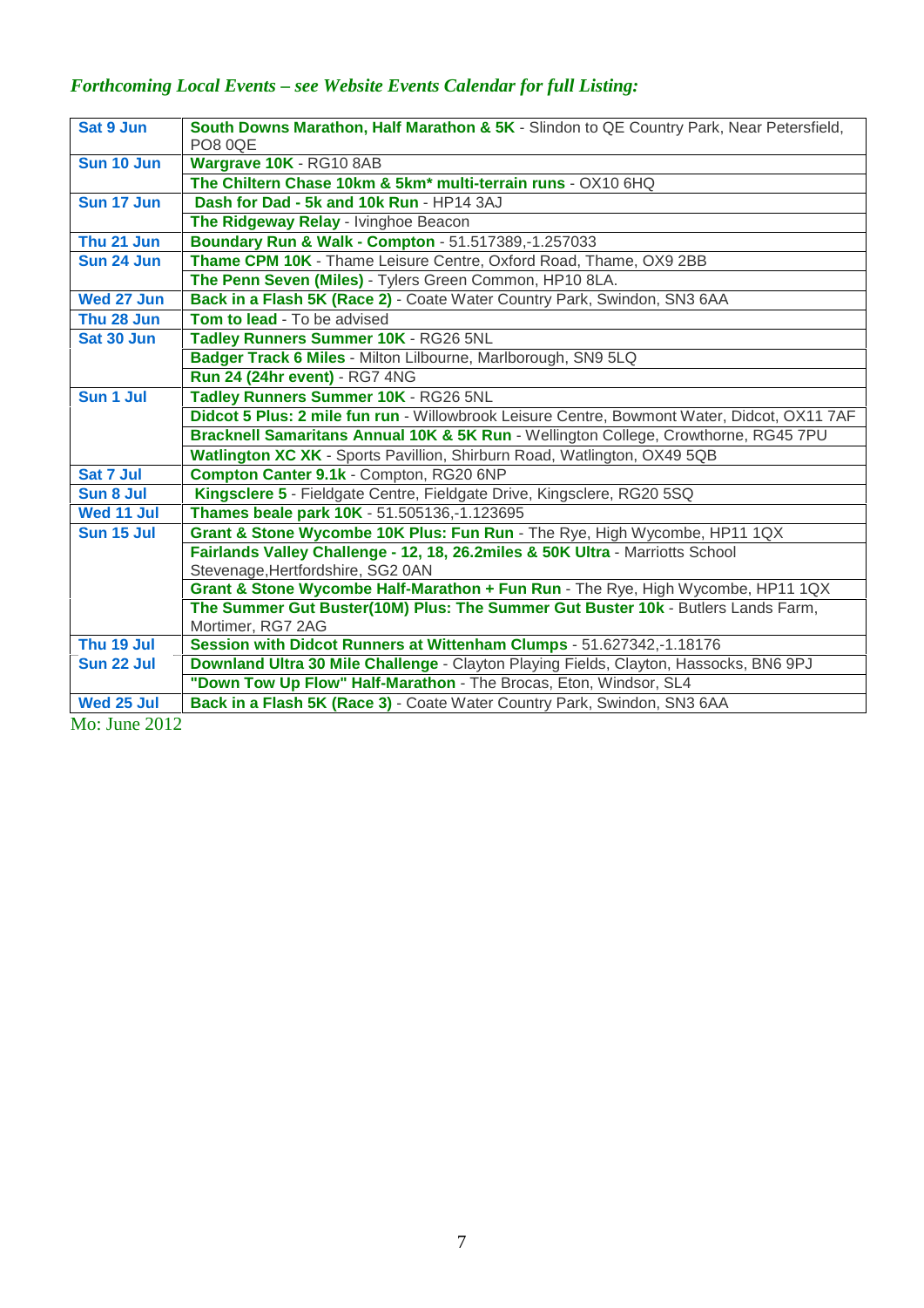*Forthcoming Local Events – see Website Events Calendar for full Listing:*

| | |
|---|---|
| **Sat 9 Jun** | **South Downs Marathon, Half Marathon & 5K** - Slindon to QE Country Park, Near Petersfield, PO8 0QE |
| **Sun 10 Jun** | **Wargrave 10K** - RG10 8AB |
| | **The Chiltern Chase 10km & 5km* multi-terrain runs** - OX10 6HQ |
| **Sun 17 Jun** | **Dash for Dad - 5k and 10k Run** - HP14 3AJ |
| | **The Ridgeway Relay** - Ivinghoe Beacon |
| **Thu 21 Jun** | **Boundary Run & Walk - Compton** - 51.517389,-1.257033 |
| **Sun 24 Jun** | **Thame CPM 10K** - Thame Leisure Centre, Oxford Road, Thame, OX9 2BB |
| | **The Penn Seven (Miles)** - Tylers Green Common, HP10 8LA. |
| **Wed 27 Jun** | **Back in a Flash 5K (Race 2)** - Coate Water Country Park, Swindon, SN3 6AA |
| **Thu 28 Jun** | **Tom to lead** - To be advised |
| **Sat 30 Jun** | **Tadley Runners Summer 10K** - RG26 5NL |
| | **Badger Track 6 Miles** - Milton Lilbourne, Marlborough, SN9 5LQ |
| | **Run 24 (24hr event)** - RG7 4NG |
| **Sun 1 Jul** | **Tadley Runners Summer 10K** - RG26 5NL |
| | **Didcot 5 Plus: 2 mile fun run** - Willowbrook Leisure Centre, Bowmont Water, Didcot, OX11 7AF |
| | **Bracknell Samaritans Annual 10K & 5K Run** - Wellington College, Crowthorne, RG45 7PU |
| | **Watlington XC XK** - Sports Pavillion, Shirburn Road, Watlington, OX49 5QB |
| **Sat 7 Jul** | **Compton Canter 9.1k** - Compton, RG20 6NP |
| **Sun 8 Jul** | **Kingsclere 5** - Fieldgate Centre, Fieldgate Drive, Kingsclere, RG20 5SQ |
| **Wed 11 Jul** | **Thames beale park 10K** - 51.505136,-1.123695 |
| **Sun 15 Jul** | **Grant & Stone Wycombe 10K Plus: Fun Run** - The Rye, High Wycombe, HP11 1QX |
| | **Fairlands Valley Challenge - 12, 18, 26.2miles & 50K Ultra** - Marriotts School Stevenage,Hertfordshire, SG2 0AN |
| | **Grant & Stone Wycombe Half-Marathon + Fun Run** - The Rye, High Wycombe, HP11 1QX |
| | **The Summer Gut Buster(10M) Plus: The Summer Gut Buster 10k** - Butlers Lands Farm, Mortimer, RG7 2AG |
| **Thu 19 Jul** | **Session with Didcot Runners at Wittenham Clumps** - 51.627342,-1.18176 |
| **Sun 22 Jul** | **Downland Ultra 30 Mile Challenge** - Clayton Playing Fields, Clayton, Hassocks, BN6 9PJ |
| | **"Down Tow Up Flow" Half-Marathon** - The Brocas, Eton, Windsor, SL4 |
| **Wed 25 Jul** | **Back in a Flash 5K (Race 3)** - Coate Water Country Park, Swindon, SN3 6AA |

Mo: June 2012